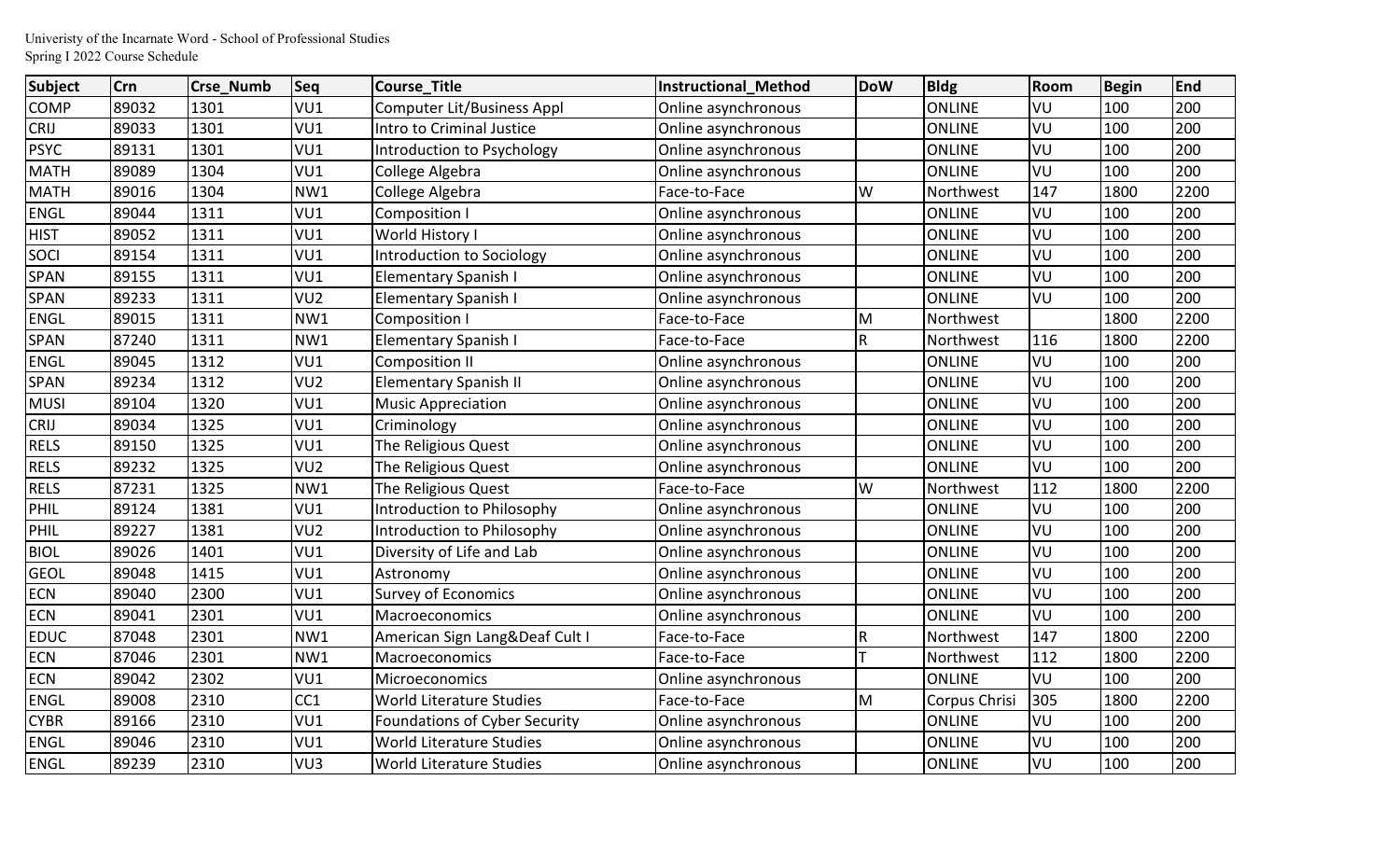Univeristy of the Incarnate Word - School of Professional Studies
Spring I 2022 Course Schedule

| Subject | Crn | Crse_Numb | Seq | Course_Title | Instructional_Method | DoW | Bldg | Room | Begin | End |
|---|---|---|---|---|---|---|---|---|---|---|
| COMP | 89032 | 1301 | VU1 | Computer Lit/Business Appl | Online asynchronous | | ONLINE | VU | 100 | 200 |
| CRIJ | 89033 | 1301 | VU1 | Intro to Criminal Justice | Online asynchronous | | ONLINE | VU | 100 | 200 |
| PSYC | 89131 | 1301 | VU1 | Introduction to Psychology | Online asynchronous | | ONLINE | VU | 100 | 200 |
| MATH | 89089 | 1304 | VU1 | College Algebra | Online asynchronous | | ONLINE | VU | 100 | 200 |
| MATH | 89016 | 1304 | NW1 | College Algebra | Face-to-Face | W | Northwest | 147 | 1800 | 2200 |
| ENGL | 89044 | 1311 | VU1 | Composition I | Online asynchronous | | ONLINE | VU | 100 | 200 |
| HIST | 89052 | 1311 | VU1 | World History I | Online asynchronous | | ONLINE | VU | 100 | 200 |
| SOCI | 89154 | 1311 | VU1 | Introduction to Sociology | Online asynchronous | | ONLINE | VU | 100 | 200 |
| SPAN | 89155 | 1311 | VU1 | Elementary Spanish I | Online asynchronous | | ONLINE | VU | 100 | 200 |
| SPAN | 89233 | 1311 | VU2 | Elementary Spanish I | Online asynchronous | | ONLINE | VU | 100 | 200 |
| ENGL | 89015 | 1311 | NW1 | Composition I | Face-to-Face | M | Northwest | | 1800 | 2200 |
| SPAN | 87240 | 1311 | NW1 | Elementary Spanish I | Face-to-Face | R | Northwest | 116 | 1800 | 2200 |
| ENGL | 89045 | 1312 | VU1 | Composition II | Online asynchronous | | ONLINE | VU | 100 | 200 |
| SPAN | 89234 | 1312 | VU2 | Elementary Spanish II | Online asynchronous | | ONLINE | VU | 100 | 200 |
| MUSI | 89104 | 1320 | VU1 | Music Appreciation | Online asynchronous | | ONLINE | VU | 100 | 200 |
| CRIJ | 89034 | 1325 | VU1 | Criminology | Online asynchronous | | ONLINE | VU | 100 | 200 |
| RELS | 89150 | 1325 | VU1 | The Religious Quest | Online asynchronous | | ONLINE | VU | 100 | 200 |
| RELS | 89232 | 1325 | VU2 | The Religious Quest | Online asynchronous | | ONLINE | VU | 100 | 200 |
| RELS | 87231 | 1325 | NW1 | The Religious Quest | Face-to-Face | W | Northwest | 112 | 1800 | 2200 |
| PHIL | 89124 | 1381 | VU1 | Introduction to Philosophy | Online asynchronous | | ONLINE | VU | 100 | 200 |
| PHIL | 89227 | 1381 | VU2 | Introduction to Philosophy | Online asynchronous | | ONLINE | VU | 100 | 200 |
| BIOL | 89026 | 1401 | VU1 | Diversity of Life and Lab | Online asynchronous | | ONLINE | VU | 100 | 200 |
| GEOL | 89048 | 1415 | VU1 | Astronomy | Online asynchronous | | ONLINE | VU | 100 | 200 |
| ECN | 89040 | 2300 | VU1 | Survey of Economics | Online asynchronous | | ONLINE | VU | 100 | 200 |
| ECN | 89041 | 2301 | VU1 | Macroeconomics | Online asynchronous | | ONLINE | VU | 100 | 200 |
| EDUC | 87048 | 2301 | NW1 | American Sign Lang&Deaf Cult I | Face-to-Face | R | Northwest | 147 | 1800 | 2200 |
| ECN | 87046 | 2301 | NW1 | Macroeconomics | Face-to-Face | T | Northwest | 112 | 1800 | 2200 |
| ECN | 89042 | 2302 | VU1 | Microeconomics | Online asynchronous | | ONLINE | VU | 100 | 200 |
| ENGL | 89008 | 2310 | CC1 | World Literature Studies | Face-to-Face | M | Corpus Chrisi | 305 | 1800 | 2200 |
| CYBR | 89166 | 2310 | VU1 | Foundations of Cyber Security | Online asynchronous | | ONLINE | VU | 100 | 200 |
| ENGL | 89046 | 2310 | VU1 | World Literature Studies | Online asynchronous | | ONLINE | VU | 100 | 200 |
| ENGL | 89239 | 2310 | VU3 | World Literature Studies | Online asynchronous | | ONLINE | VU | 100 | 200 |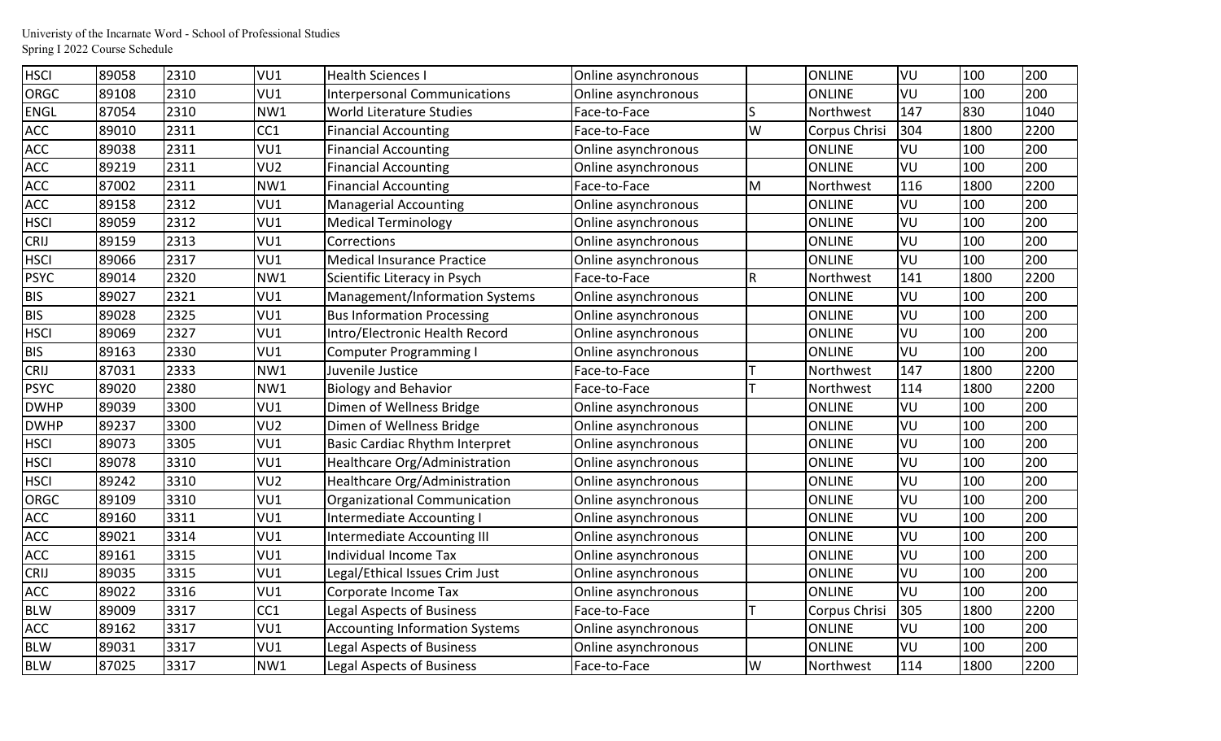| | | | | | | | | | | |
|---|---|---|---|---|---|---|---|---|---|---|
| HSCI | 89058 | 2310 | VU1 | Health Sciences I | Online asynchronous | | ONLINE | VU | 100 | 200 |
| ORGC | 89108 | 2310 | VU1 | Interpersonal Communications | Online asynchronous | | ONLINE | VU | 100 | 200 |
| ENGL | 87054 | 2310 | NW1 | World Literature Studies | Face-to-Face | S | Northwest | 147 | 830 | 1040 |
| ACC | 89010 | 2311 | CC1 | Financial Accounting | Face-to-Face | W | Corpus Chrisi | 304 | 1800 | 2200 |
| ACC | 89038 | 2311 | VU1 | Financial Accounting | Online asynchronous | | ONLINE | VU | 100 | 200 |
| ACC | 89219 | 2311 | VU2 | Financial Accounting | Online asynchronous | | ONLINE | VU | 100 | 200 |
| ACC | 87002 | 2311 | NW1 | Financial Accounting | Face-to-Face | M | Northwest | 116 | 1800 | 2200 |
| ACC | 89158 | 2312 | VU1 | Managerial Accounting | Online asynchronous | | ONLINE | VU | 100 | 200 |
| HSCI | 89059 | 2312 | VU1 | Medical Terminology | Online asynchronous | | ONLINE | VU | 100 | 200 |
| CRIJ | 89159 | 2313 | VU1 | Corrections | Online asynchronous | | ONLINE | VU | 100 | 200 |
| HSCI | 89066 | 2317 | VU1 | Medical Insurance Practice | Online asynchronous | | ONLINE | VU | 100 | 200 |
| PSYC | 89014 | 2320 | NW1 | Scientific Literacy in Psych | Face-to-Face | R | Northwest | 141 | 1800 | 2200 |
| BIS | 89027 | 2321 | VU1 | Management/Information Systems | Online asynchronous | | ONLINE | VU | 100 | 200 |
| BIS | 89028 | 2325 | VU1 | Bus Information Processing | Online asynchronous | | ONLINE | VU | 100 | 200 |
| HSCI | 89069 | 2327 | VU1 | Intro/Electronic Health Record | Online asynchronous | | ONLINE | VU | 100 | 200 |
| BIS | 89163 | 2330 | VU1 | Computer Programming I | Online asynchronous | | ONLINE | VU | 100 | 200 |
| CRIJ | 87031 | 2333 | NW1 | Juvenile Justice | Face-to-Face | T | Northwest | 147 | 1800 | 2200 |
| PSYC | 89020 | 2380 | NW1 | Biology and Behavior | Face-to-Face | T | Northwest | 114 | 1800 | 2200 |
| DWHP | 89039 | 3300 | VU1 | Dimen of Wellness Bridge | Online asynchronous | | ONLINE | VU | 100 | 200 |
| DWHP | 89237 | 3300 | VU2 | Dimen of Wellness Bridge | Online asynchronous | | ONLINE | VU | 100 | 200 |
| HSCI | 89073 | 3305 | VU1 | Basic Cardiac Rhythm Interpret | Online asynchronous | | ONLINE | VU | 100 | 200 |
| HSCI | 89078 | 3310 | VU1 | Healthcare Org/Administration | Online asynchronous | | ONLINE | VU | 100 | 200 |
| HSCI | 89242 | 3310 | VU2 | Healthcare Org/Administration | Online asynchronous | | ONLINE | VU | 100 | 200 |
| ORGC | 89109 | 3310 | VU1 | Organizational Communication | Online asynchronous | | ONLINE | VU | 100 | 200 |
| ACC | 89160 | 3311 | VU1 | Intermediate Accounting I | Online asynchronous | | ONLINE | VU | 100 | 200 |
| ACC | 89021 | 3314 | VU1 | Intermediate Accounting III | Online asynchronous | | ONLINE | VU | 100 | 200 |
| ACC | 89161 | 3315 | VU1 | Individual Income Tax | Online asynchronous | | ONLINE | VU | 100 | 200 |
| CRIJ | 89035 | 3315 | VU1 | Legal/Ethical Issues Crim Just | Online asynchronous | | ONLINE | VU | 100 | 200 |
| ACC | 89022 | 3316 | VU1 | Corporate Income Tax | Online asynchronous | | ONLINE | VU | 100 | 200 |
| BLW | 89009 | 3317 | CC1 | Legal Aspects of Business | Face-to-Face | T | Corpus Chrisi | 305 | 1800 | 2200 |
| ACC | 89162 | 3317 | VU1 | Accounting Information Systems | Online asynchronous | | ONLINE | VU | 100 | 200 |
| BLW | 89031 | 3317 | VU1 | Legal Aspects of Business | Online asynchronous | | ONLINE | VU | 100 | 200 |
| BLW | 87025 | 3317 | NW1 | Legal Aspects of Business | Face-to-Face | W | Northwest | 114 | 1800 | 2200 |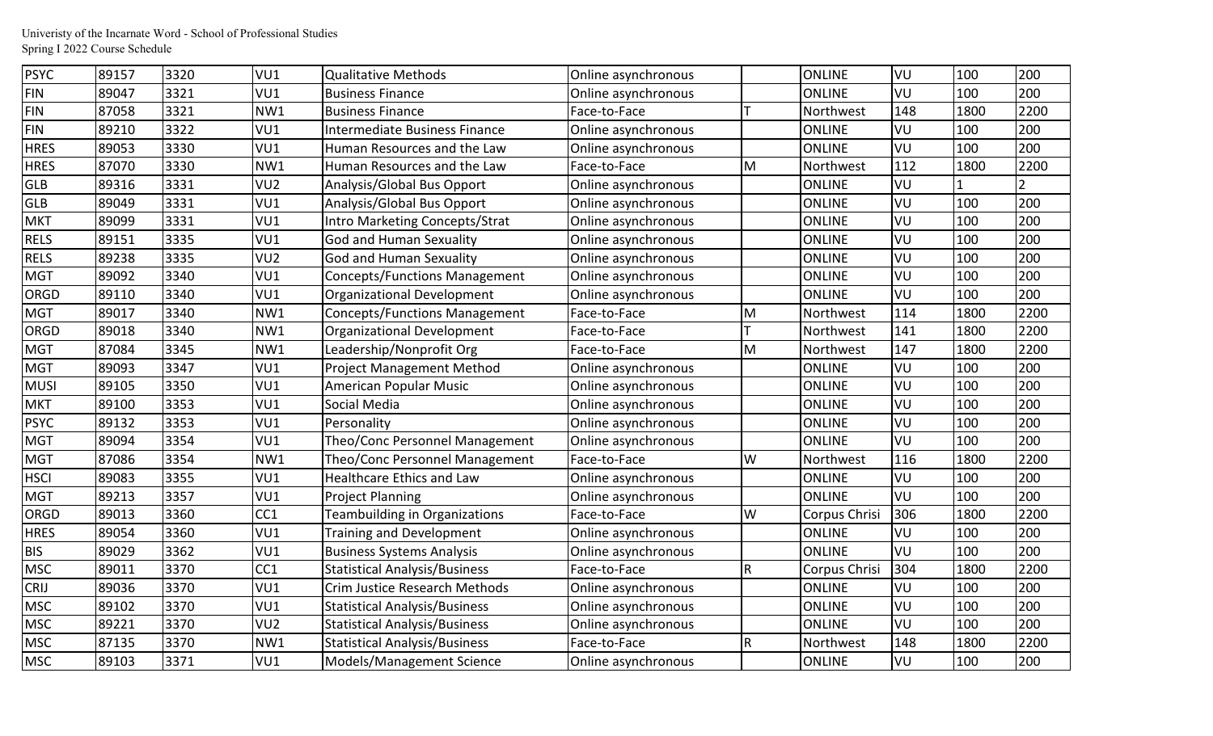| | | | | | | | | | | |
|---|---|---|---|---|---|---|---|---|---|---|
| PSYC | 89157 | 3320 | VU1 | Qualitative Methods | Online asynchronous | | ONLINE | VU | 100 | 200 |
| FIN | 89047 | 3321 | VU1 | Business Finance | Online asynchronous | | ONLINE | VU | 100 | 200 |
| FIN | 87058 | 3321 | NW1 | Business Finance | Face-to-Face | T | Northwest | 148 | 1800 | 2200 |
| FIN | 89210 | 3322 | VU1 | Intermediate Business Finance | Online asynchronous | | ONLINE | VU | 100 | 200 |
| HRES | 89053 | 3330 | VU1 | Human Resources and the Law | Online asynchronous | | ONLINE | VU | 100 | 200 |
| HRES | 87070 | 3330 | NW1 | Human Resources and the Law | Face-to-Face | M | Northwest | 112 | 1800 | 2200 |
| GLB | 89316 | 3331 | VU2 | Analysis/Global Bus Opport | Online asynchronous | | ONLINE | VU | 1 | 2 |
| GLB | 89049 | 3331 | VU1 | Analysis/Global Bus Opport | Online asynchronous | | ONLINE | VU | 100 | 200 |
| MKT | 89099 | 3331 | VU1 | Intro Marketing Concepts/Strat | Online asynchronous | | ONLINE | VU | 100 | 200 |
| RELS | 89151 | 3335 | VU1 | God and Human Sexuality | Online asynchronous | | ONLINE | VU | 100 | 200 |
| RELS | 89238 | 3335 | VU2 | God and Human Sexuality | Online asynchronous | | ONLINE | VU | 100 | 200 |
| MGT | 89092 | 3340 | VU1 | Concepts/Functions Management | Online asynchronous | | ONLINE | VU | 100 | 200 |
| ORGD | 89110 | 3340 | VU1 | Organizational Development | Online asynchronous | | ONLINE | VU | 100 | 200 |
| MGT | 89017 | 3340 | NW1 | Concepts/Functions Management | Face-to-Face | M | Northwest | 114 | 1800 | 2200 |
| ORGD | 89018 | 3340 | NW1 | Organizational Development | Face-to-Face | T | Northwest | 141 | 1800 | 2200 |
| MGT | 87084 | 3345 | NW1 | Leadership/Nonprofit Org | Face-to-Face | M | Northwest | 147 | 1800 | 2200 |
| MGT | 89093 | 3347 | VU1 | Project Management Method | Online asynchronous | | ONLINE | VU | 100 | 200 |
| MUSI | 89105 | 3350 | VU1 | American Popular Music | Online asynchronous | | ONLINE | VU | 100 | 200 |
| MKT | 89100 | 3353 | VU1 | Social Media | Online asynchronous | | ONLINE | VU | 100 | 200 |
| PSYC | 89132 | 3353 | VU1 | Personality | Online asynchronous | | ONLINE | VU | 100 | 200 |
| MGT | 89094 | 3354 | VU1 | Theo/Conc Personnel Management | Online asynchronous | | ONLINE | VU | 100 | 200 |
| MGT | 87086 | 3354 | NW1 | Theo/Conc Personnel Management | Face-to-Face | W | Northwest | 116 | 1800 | 2200 |
| HSCI | 89083 | 3355 | VU1 | Healthcare Ethics and Law | Online asynchronous | | ONLINE | VU | 100 | 200 |
| MGT | 89213 | 3357 | VU1 | Project Planning | Online asynchronous | | ONLINE | VU | 100 | 200 |
| ORGD | 89013 | 3360 | CC1 | Teambuilding in Organizations | Face-to-Face | W | Corpus Chrisi | 306 | 1800 | 2200 |
| HRES | 89054 | 3360 | VU1 | Training and Development | Online asynchronous | | ONLINE | VU | 100 | 200 |
| BIS | 89029 | 3362 | VU1 | Business Systems Analysis | Online asynchronous | | ONLINE | VU | 100 | 200 |
| MSC | 89011 | 3370 | CC1 | Statistical Analysis/Business | Face-to-Face | R | Corpus Chrisi | 304 | 1800 | 2200 |
| CRIJ | 89036 | 3370 | VU1 | Crim Justice Research Methods | Online asynchronous | | ONLINE | VU | 100 | 200 |
| MSC | 89102 | 3370 | VU1 | Statistical Analysis/Business | Online asynchronous | | ONLINE | VU | 100 | 200 |
| MSC | 89221 | 3370 | VU2 | Statistical Analysis/Business | Online asynchronous | | ONLINE | VU | 100 | 200 |
| MSC | 87135 | 3370 | NW1 | Statistical Analysis/Business | Face-to-Face | R | Northwest | 148 | 1800 | 2200 |
| MSC | 89103 | 3371 | VU1 | Models/Management Science | Online asynchronous | | ONLINE | VU | 100 | 200 |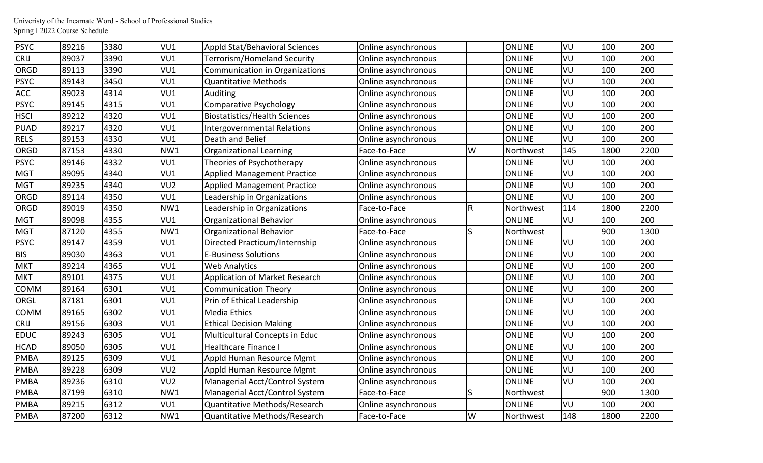| | | | | | | | | | | | |
|---|---|---|---|---|---|---|---|---|---|---|---|
| PSYC | 89216 | 3380 | VU1 | Appld Stat/Behavioral Sciences | Online asynchronous | | ONLINE | VU | 100 | 200 |
| CRIJ | 89037 | 3390 | VU1 | Terrorism/Homeland Security | Online asynchronous | | ONLINE | VU | 100 | 200 |
| ORGD | 89113 | 3390 | VU1 | Communication in Organizations | Online asynchronous | | ONLINE | VU | 100 | 200 |
| PSYC | 89143 | 3450 | VU1 | Quantitative Methods | Online asynchronous | | ONLINE | VU | 100 | 200 |
| ACC | 89023 | 4314 | VU1 | Auditing | Online asynchronous | | ONLINE | VU | 100 | 200 |
| PSYC | 89145 | 4315 | VU1 | Comparative Psychology | Online asynchronous | | ONLINE | VU | 100 | 200 |
| HSCI | 89212 | 4320 | VU1 | Biostatistics/Health Sciences | Online asynchronous | | ONLINE | VU | 100 | 200 |
| PUAD | 89217 | 4320 | VU1 | Intergovernmental Relations | Online asynchronous | | ONLINE | VU | 100 | 200 |
| RELS | 89153 | 4330 | VU1 | Death and Belief | Online asynchronous | | ONLINE | VU | 100 | 200 |
| ORGD | 87153 | 4330 | NW1 | Organizational Learning | Face-to-Face | W | Northwest | 145 | 1800 | 2200 |
| PSYC | 89146 | 4332 | VU1 | Theories of Psychotherapy | Online asynchronous | | ONLINE | VU | 100 | 200 |
| MGT | 89095 | 4340 | VU1 | Applied Management Practice | Online asynchronous | | ONLINE | VU | 100 | 200 |
| MGT | 89235 | 4340 | VU2 | Applied Management Practice | Online asynchronous | | ONLINE | VU | 100 | 200 |
| ORGD | 89114 | 4350 | VU1 | Leadership in Organizations | Online asynchronous | | ONLINE | VU | 100 | 200 |
| ORGD | 89019 | 4350 | NW1 | Leadership in Organizations | Face-to-Face | R | Northwest | 114 | 1800 | 2200 |
| MGT | 89098 | 4355 | VU1 | Organizational Behavior | Online asynchronous | | ONLINE | VU | 100 | 200 |
| MGT | 87120 | 4355 | NW1 | Organizational Behavior | Face-to-Face | S | Northwest | | 900 | 1300 |
| PSYC | 89147 | 4359 | VU1 | Directed Practicum/Internship | Online asynchronous | | ONLINE | VU | 100 | 200 |
| BIS | 89030 | 4363 | VU1 | E-Business Solutions | Online asynchronous | | ONLINE | VU | 100 | 200 |
| MKT | 89214 | 4365 | VU1 | Web Analytics | Online asynchronous | | ONLINE | VU | 100 | 200 |
| MKT | 89101 | 4375 | VU1 | Application of Market Research | Online asynchronous | | ONLINE | VU | 100 | 200 |
| COMM | 89164 | 6301 | VU1 | Communication Theory | Online asynchronous | | ONLINE | VU | 100 | 200 |
| ORGL | 87181 | 6301 | VU1 | Prin of Ethical Leadership | Online asynchronous | | ONLINE | VU | 100 | 200 |
| COMM | 89165 | 6302 | VU1 | Media Ethics | Online asynchronous | | ONLINE | VU | 100 | 200 |
| CRIJ | 89156 | 6303 | VU1 | Ethical Decision Making | Online asynchronous | | ONLINE | VU | 100 | 200 |
| EDUC | 89243 | 6305 | VU1 | Multicultural Concepts in Educ | Online asynchronous | | ONLINE | VU | 100 | 200 |
| HCAD | 89050 | 6305 | VU1 | Healthcare Finance I | Online asynchronous | | ONLINE | VU | 100 | 200 |
| PMBA | 89125 | 6309 | VU1 | Appld Human Resource Mgmt | Online asynchronous | | ONLINE | VU | 100 | 200 |
| PMBA | 89228 | 6309 | VU2 | Appld Human Resource Mgmt | Online asynchronous | | ONLINE | VU | 100 | 200 |
| PMBA | 89236 | 6310 | VU2 | Managerial Acct/Control System | Online asynchronous | | ONLINE | VU | 100 | 200 |
| PMBA | 87199 | 6310 | NW1 | Managerial Acct/Control System | Face-to-Face | S | Northwest | | 900 | 1300 |
| PMBA | 89215 | 6312 | VU1 | Quantitative Methods/Research | Online asynchronous | | ONLINE | VU | 100 | 200 |
| PMBA | 87200 | 6312 | NW1 | Quantitative Methods/Research | Face-to-Face | W | Northwest | 148 | 1800 | 2200 |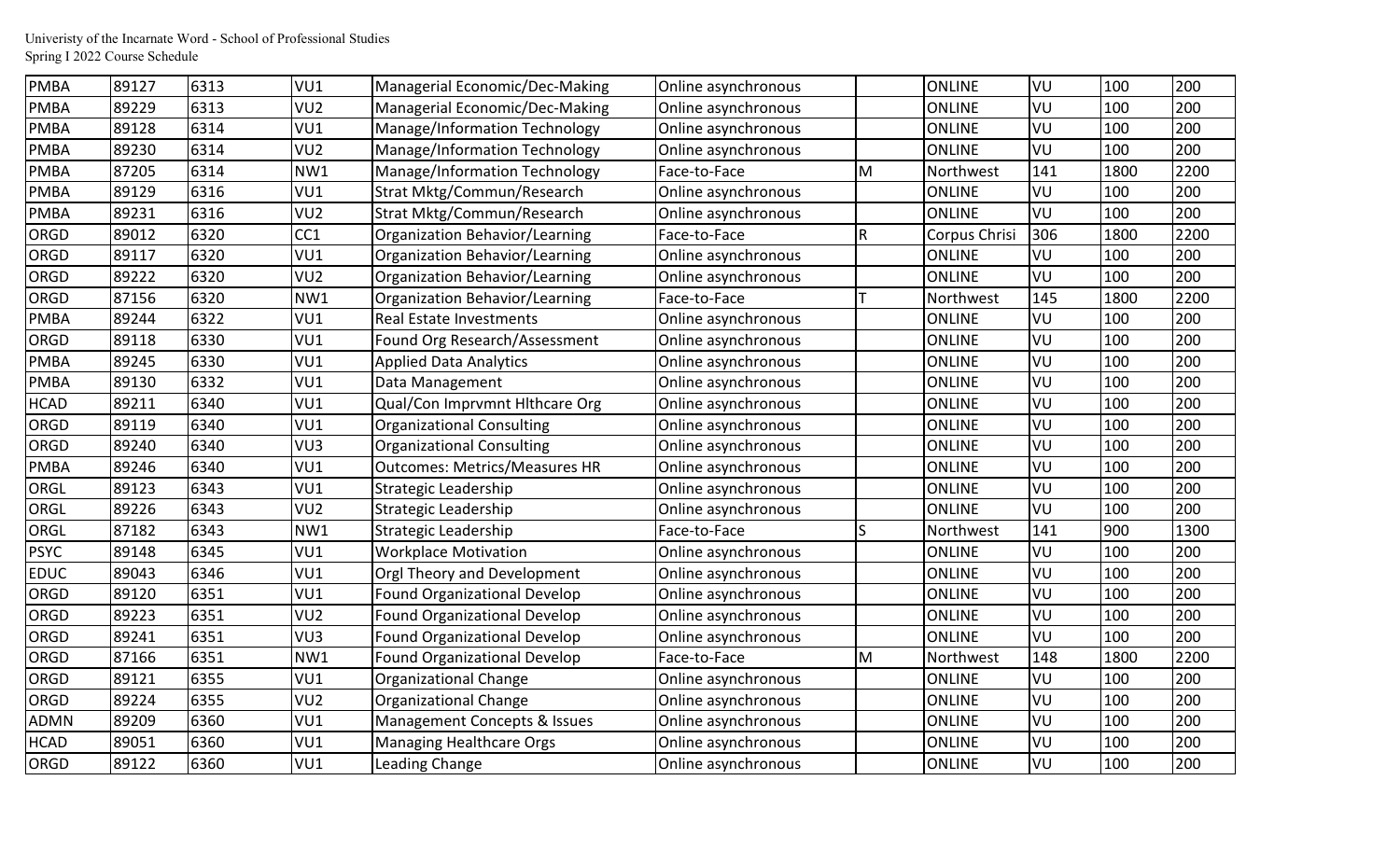Univeristy of the Incarnate Word - School of Professional Studies
Spring I 2022 Course Schedule

| | | | | | | | | | | |
|---|---|---|---|---|---|---|---|---|---|---|
| PMBA | 89127 | 6313 | VU1 | Managerial Economic/Dec-Making | Online asynchronous | | ONLINE | VU | 100 | 200 |
| PMBA | 89229 | 6313 | VU2 | Managerial Economic/Dec-Making | Online asynchronous | | ONLINE | VU | 100 | 200 |
| PMBA | 89128 | 6314 | VU1 | Manage/Information Technology | Online asynchronous | | ONLINE | VU | 100 | 200 |
| PMBA | 89230 | 6314 | VU2 | Manage/Information Technology | Online asynchronous | | ONLINE | VU | 100 | 200 |
| PMBA | 87205 | 6314 | NW1 | Manage/Information Technology | Face-to-Face | M | Northwest | 141 | 1800 | 2200 |
| PMBA | 89129 | 6316 | VU1 | Strat Mktg/Commun/Research | Online asynchronous | | ONLINE | VU | 100 | 200 |
| PMBA | 89231 | 6316 | VU2 | Strat Mktg/Commun/Research | Online asynchronous | | ONLINE | VU | 100 | 200 |
| ORGD | 89012 | 6320 | CC1 | Organization Behavior/Learning | Face-to-Face | R | Corpus Chrisi | 306 | 1800 | 2200 |
| ORGD | 89117 | 6320 | VU1 | Organization Behavior/Learning | Online asynchronous | | ONLINE | VU | 100 | 200 |
| ORGD | 89222 | 6320 | VU2 | Organization Behavior/Learning | Online asynchronous | | ONLINE | VU | 100 | 200 |
| ORGD | 87156 | 6320 | NW1 | Organization Behavior/Learning | Face-to-Face | T | Northwest | 145 | 1800 | 2200 |
| PMBA | 89244 | 6322 | VU1 | Real Estate Investments | Online asynchronous | | ONLINE | VU | 100 | 200 |
| ORGD | 89118 | 6330 | VU1 | Found Org Research/Assessment | Online asynchronous | | ONLINE | VU | 100 | 200 |
| PMBA | 89245 | 6330 | VU1 | Applied Data Analytics | Online asynchronous | | ONLINE | VU | 100 | 200 |
| PMBA | 89130 | 6332 | VU1 | Data Management | Online asynchronous | | ONLINE | VU | 100 | 200 |
| HCAD | 89211 | 6340 | VU1 | Qual/Con Imprvmnt Hlthcare Org | Online asynchronous | | ONLINE | VU | 100 | 200 |
| ORGD | 89119 | 6340 | VU1 | Organizational Consulting | Online asynchronous | | ONLINE | VU | 100 | 200 |
| ORGD | 89240 | 6340 | VU3 | Organizational Consulting | Online asynchronous | | ONLINE | VU | 100 | 200 |
| PMBA | 89246 | 6340 | VU1 | Outcomes: Metrics/Measures HR | Online asynchronous | | ONLINE | VU | 100 | 200 |
| ORGL | 89123 | 6343 | VU1 | Strategic Leadership | Online asynchronous | | ONLINE | VU | 100 | 200 |
| ORGL | 89226 | 6343 | VU2 | Strategic Leadership | Online asynchronous | | ONLINE | VU | 100 | 200 |
| ORGL | 87182 | 6343 | NW1 | Strategic Leadership | Face-to-Face | S | Northwest | 141 | 900 | 1300 |
| PSYC | 89148 | 6345 | VU1 | Workplace Motivation | Online asynchronous | | ONLINE | VU | 100 | 200 |
| EDUC | 89043 | 6346 | VU1 | Orgl Theory and Development | Online asynchronous | | ONLINE | VU | 100 | 200 |
| ORGD | 89120 | 6351 | VU1 | Found Organizational Develop | Online asynchronous | | ONLINE | VU | 100 | 200 |
| ORGD | 89223 | 6351 | VU2 | Found Organizational Develop | Online asynchronous | | ONLINE | VU | 100 | 200 |
| ORGD | 89241 | 6351 | VU3 | Found Organizational Develop | Online asynchronous | | ONLINE | VU | 100 | 200 |
| ORGD | 87166 | 6351 | NW1 | Found Organizational Develop | Face-to-Face | M | Northwest | 148 | 1800 | 2200 |
| ORGD | 89121 | 6355 | VU1 | Organizational Change | Online asynchronous | | ONLINE | VU | 100 | 200 |
| ORGD | 89224 | 6355 | VU2 | Organizational Change | Online asynchronous | | ONLINE | VU | 100 | 200 |
| ADMN | 89209 | 6360 | VU1 | Management Concepts & Issues | Online asynchronous | | ONLINE | VU | 100 | 200 |
| HCAD | 89051 | 6360 | VU1 | Managing Healthcare Orgs | Online asynchronous | | ONLINE | VU | 100 | 200 |
| ORGD | 89122 | 6360 | VU1 | Leading Change | Online asynchronous | | ONLINE | VU | 100 | 200 |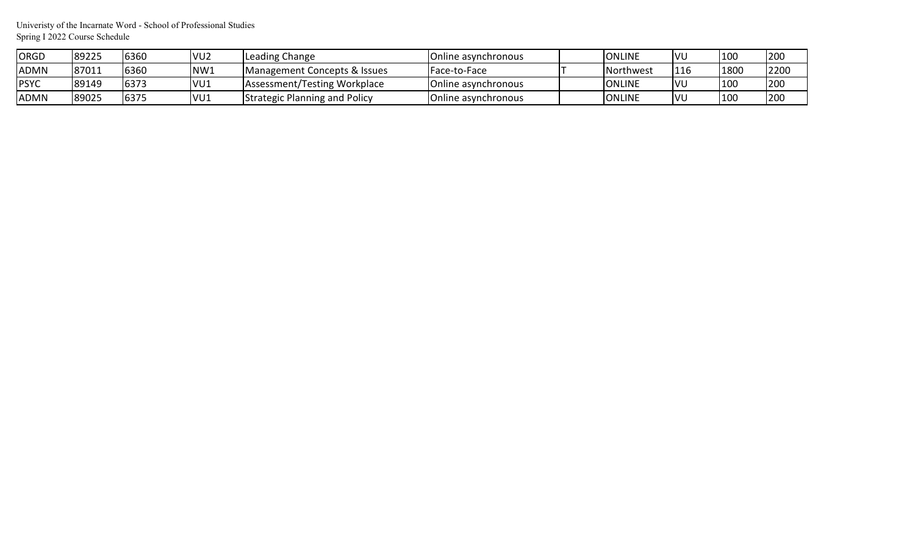| | | | | | | | | | | |
|---|---|---|---|---|---|---|---|---|---|---|
| ORGD | 89225 | 6360 | VU2 | Leading Change | Online asynchronous | | ONLINE | VU | 100 | 200 |
| ADMN | 87011 | 6360 | NW1 | Management Concepts & Issues | Face-to-Face | T | Northwest | 116 | 1800 | 2200 |
| PSYC | 89149 | 6373 | VU1 | Assessment/Testing Workplace | Online asynchronous | | ONLINE | VU | 100 | 200 |
| ADMN | 89025 | 6375 | VU1 | Strategic Planning and Policy | Online asynchronous | | ONLINE | VU | 100 | 200 |